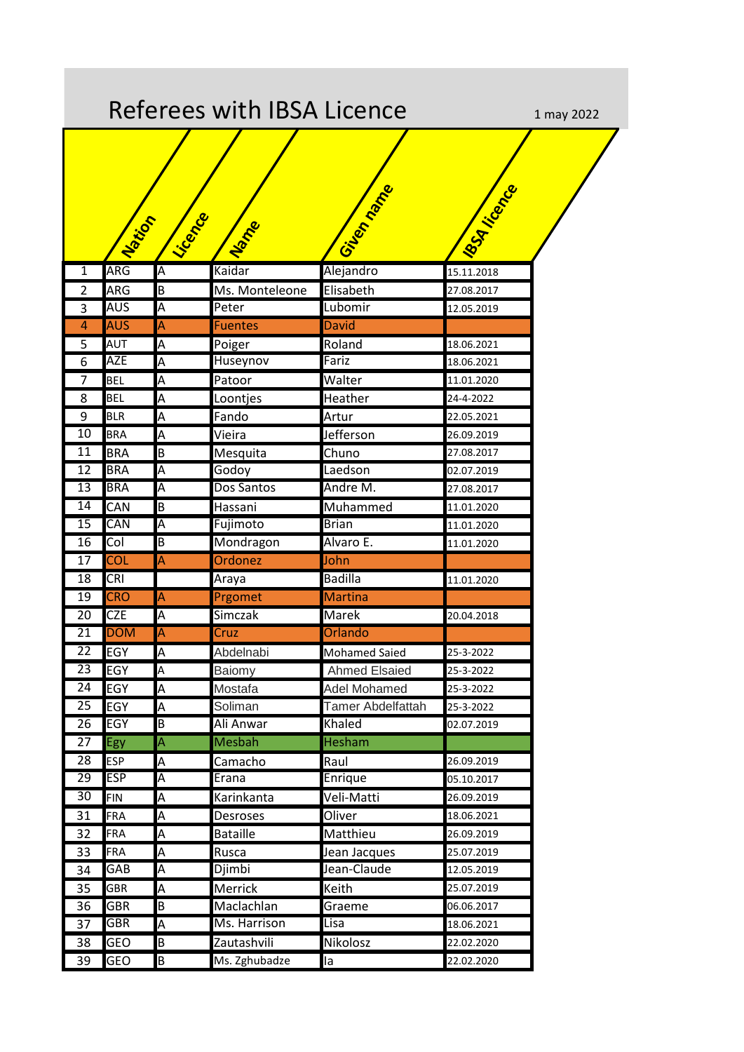# Referees with IBSA Licence

1 may 2022

| | Nation | Licence | Name | Given name | IBSA licence |
|---|---|---|---|---|---|
| 1 | ARG | A | Kaidar | Alejandro | 15.11.2018 |
| 2 | ARG | B | Ms. Monteleone | Elisabeth | 27.08.2017 |
| 3 | AUS | A | Peter | Lubomir | 12.05.2019 |
| 4 | AUS | A | Fuentes | David | |
| 5 | AUT | A | Poiger | Roland | 18.06.2021 |
| 6 | AZE | A | Huseynov | Fariz | 18.06.2021 |
| 7 | BEL | A | Patoor | Walter | 11.01.2020 |
| 8 | BEL | A | Loontjes | Heather | 24-4-2022 |
| 9 | BLR | A | Fando | Artur | 22.05.2021 |
| 10 | BRA | A | Vieira | Jefferson | 26.09.2019 |
| 11 | BRA | B | Mesquita | Chuno | 27.08.2017 |
| 12 | BRA | A | Godoy | Laedson | 02.07.2019 |
| 13 | BRA | A | Dos Santos | Andre M. | 27.08.2017 |
| 14 | CAN | B | Hassani | Muhammed | 11.01.2020 |
| 15 | CAN | A | Fujimoto | Brian | 11.01.2020 |
| 16 | Col | B | Mondragon | Alvaro E. | 11.01.2020 |
| 17 | COL | A | Ordonez | John | |
| 18 | CRI | | Araya | Badilla | 11.01.2020 |
| 19 | CRO | A | Prgomet | Martina | |
| 20 | CZE | A | Simczak | Marek | 20.04.2018 |
| 21 | DOM | A | Cruz | Orlando | |
| 22 | EGY | A | Abdelnabi | Mohamed Saied | 25-3-2022 |
| 23 | EGY | A | Baiomy | Ahmed Elsaied | 25-3-2022 |
| 24 | EGY | A | Mostafa | Adel Mohamed | 25-3-2022 |
| 25 | EGY | A | Soliman | Tamer Abdelfattah | 25-3-2022 |
| 26 | EGY | B | Ali Anwar | Khaled | 02.07.2019 |
| 27 | Egy | A | Mesbah | Hesham | |
| 28 | ESP | A | Camacho | Raul | 26.09.2019 |
| 29 | ESP | A | Erana | Enrique | 05.10.2017 |
| 30 | FIN | A | Karinkanta | Veli-Matti | 26.09.2019 |
| 31 | FRA | A | Desroses | Oliver | 18.06.2021 |
| 32 | FRA | A | Bataille | Matthieu | 26.09.2019 |
| 33 | FRA | A | Rusca | Jean Jacques | 25.07.2019 |
| 34 | GAB | A | Djimbi | Jean-Claude | 12.05.2019 |
| 35 | GBR | A | Merrick | Keith | 25.07.2019 |
| 36 | GBR | B | Maclachlan | Graeme | 06.06.2017 |
| 37 | GBR | A | Ms. Harrison | Lisa | 18.06.2021 |
| 38 | GEO | B | Zautashvili | Nikolosz | 22.02.2020 |
| 39 | GEO | B | Ms. Zghubadze | Ia | 22.02.2020 |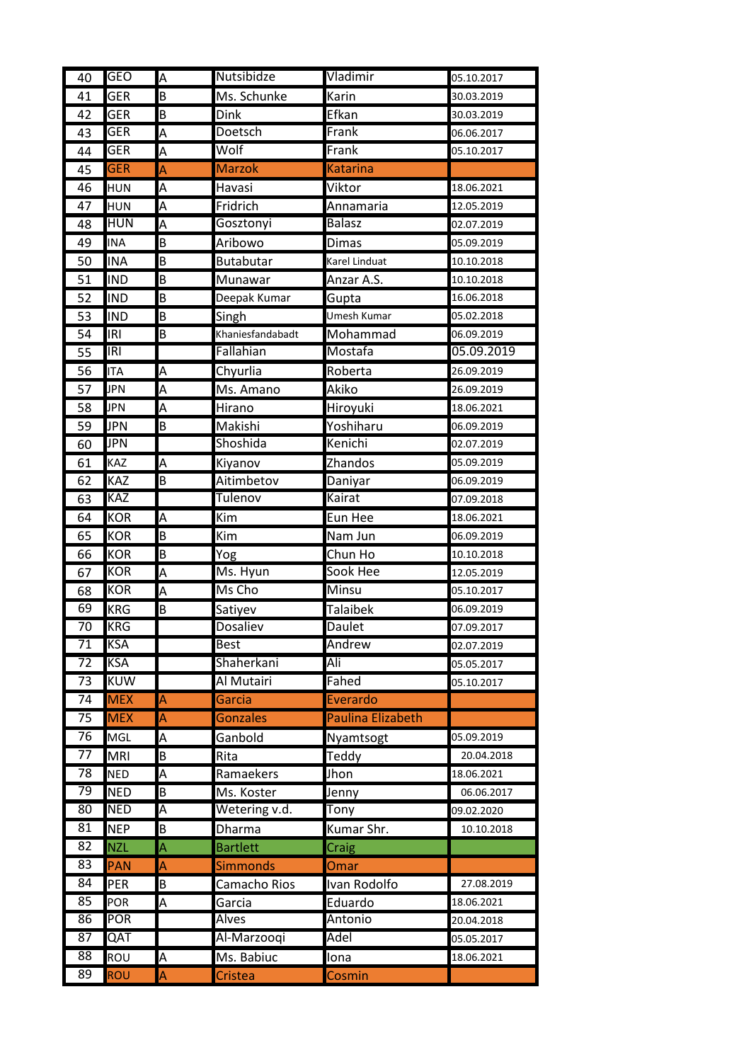| 40 | GEO | A | Nutsibidze | Vladimir | 05.10.2017 |
|---|---|---|---|---|---|
| 41 | GER | B | Ms. Schunke | Karin | 30.03.2019 |
| 42 | GER | B | Dink | Efkan | 30.03.2019 |
| 43 | GER | A | Doetsch | Frank | 06.06.2017 |
| 44 | GER | A | Wolf | Frank | 05.10.2017 |
| 45 | GER | A | Marzok | Katarina | |
| 46 | HUN | A | Havasi | Viktor | 18.06.2021 |
| 47 | HUN | A | Fridrich | Annamaria | 12.05.2019 |
| 48 | HUN | A | Gosztonyi | Balasz | 02.07.2019 |
| 49 | INA | B | Aribowo | Dimas | 05.09.2019 |
| 50 | INA | B | Butabutar | Karel Linduat | 10.10.2018 |
| 51 | IND | B | Munawar | Anzar A.S. | 10.10.2018 |
| 52 | IND | B | Deepak Kumar | Gupta | 16.06.2018 |
| 53 | IND | B | Singh | Umesh Kumar | 05.02.2018 |
| 54 | IRI | B | Khaniesfandabadt | Mohammad | 06.09.2019 |
| 55 | IRI | | Fallahian | Mostafa | 05.09.2019 |
| 56 | ITA | A | Chyurlia | Roberta | 26.09.2019 |
| 57 | JPN | A | Ms. Amano | Akiko | 26.09.2019 |
| 58 | JPN | A | Hirano | Hiroyuki | 18.06.2021 |
| 59 | JPN | B | Makishi | Yoshiharu | 06.09.2019 |
| 60 | JPN | | Shoshida | Kenichi | 02.07.2019 |
| 61 | KAZ | A | Kiyanov | Zhandos | 05.09.2019 |
| 62 | KAZ | B | Aitimbetov | Daniyar | 06.09.2019 |
| 63 | KAZ | | Tulenov | Kairat | 07.09.2018 |
| 64 | KOR | A | Kim | Eun Hee | 18.06.2021 |
| 65 | KOR | B | Kim | Nam Jun | 06.09.2019 |
| 66 | KOR | B | Yog | Chun Ho | 10.10.2018 |
| 67 | KOR | A | Ms. Hyun | Sook Hee | 12.05.2019 |
| 68 | KOR | A | Ms Cho | Minsu | 05.10.2017 |
| 69 | KRG | B | Satiyev | Talaibek | 06.09.2019 |
| 70 | KRG | | Dosaliev | Daulet | 07.09.2017 |
| 71 | KSA | | Best | Andrew | 02.07.2019 |
| 72 | KSA | | Shaherkani | Ali | 05.05.2017 |
| 73 | KUW | | Al Mutairi | Fahed | 05.10.2017 |
| 74 | MEX | A | Garcia | Everardo | |
| 75 | MEX | A | Gonzales | Paulina Elizabeth | |
| 76 | MGL | A | Ganbold | Nyamtsogt | 05.09.2019 |
| 77 | MRI | B | Rita | Teddy | 20.04.2018 |
| 78 | NED | A | Ramaekers | Jhon | 18.06.2021 |
| 79 | NED | B | Ms. Koster | Jenny | 06.06.2017 |
| 80 | NED | A | Wetering v.d. | Tony | 09.02.2020 |
| 81 | NEP | B | Dharma | Kumar Shr. | 10.10.2018 |
| 82 | NZL | A | Bartlett | Craig | |
| 83 | PAN | A | Simmonds | Omar | |
| 84 | PER | B | Camacho Rios | Ivan Rodolfo | 27.08.2019 |
| 85 | POR | A | Garcia | Eduardo | 18.06.2021 |
| 86 | POR | | Alves | Antonio | 20.04.2018 |
| 87 | QAT | | Al-Marzooqi | Adel | 05.05.2017 |
| 88 | ROU | A | Ms. Babiuc | Iona | 18.06.2021 |
| 89 | ROU | A | Cristea | Cosmin | |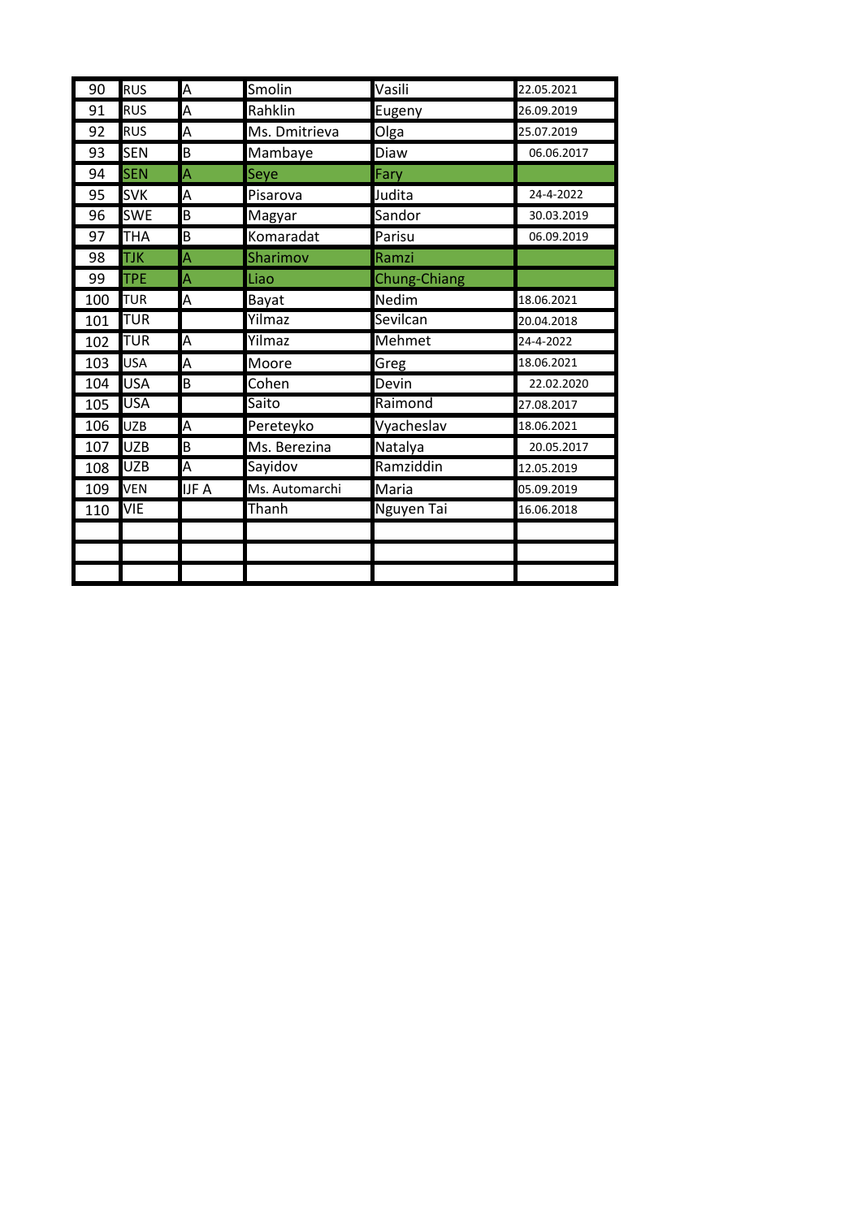| | | | | | |
|---|---|---|---|---|---|
| 90 | RUS | A | Smolin | Vasili | 22.05.2021 |
| 91 | RUS | A | Rahklin | Eugeny | 26.09.2019 |
| 92 | RUS | A | Ms. Dmitrieva | Olga | 25.07.2019 |
| 93 | SEN | B | Mambaye | Diaw | 06.06.2017 |
| 94 | SEN | A | Seye | Fary | |
| 95 | SVK | A | Pisarova | Judita | 24-4-2022 |
| 96 | SWE | B | Magyar | Sandor | 30.03.2019 |
| 97 | THA | B | Komaradat | Parisu | 06.09.2019 |
| 98 | TJK | A | Sharimov | Ramzi | |
| 99 | TPE | A | Liao | Chung-Chiang | |
| 100 | TUR | A | Bayat | Nedim | 18.06.2021 |
| 101 | TUR | | Yilmaz | Sevilcan | 20.04.2018 |
| 102 | TUR | A | Yilmaz | Mehmet | 24-4-2022 |
| 103 | USA | A | Moore | Greg | 18.06.2021 |
| 104 | USA | B | Cohen | Devin | 22.02.2020 |
| 105 | USA | | Saito | Raimond | 27.08.2017 |
| 106 | UZB | A | Pereteyko | Vyacheslav | 18.06.2021 |
| 107 | UZB | B | Ms. Berezina | Natalya | 20.05.2017 |
| 108 | UZB | A | Sayidov | Ramziddin | 12.05.2019 |
| 109 | VEN | IJF A | Ms. Automarchi | Maria | 05.09.2019 |
| 110 | VIE | | Thanh | Nguyen Tai | 16.06.2018 |
| | | | | | |
| | | | | | |
| | | | | | |